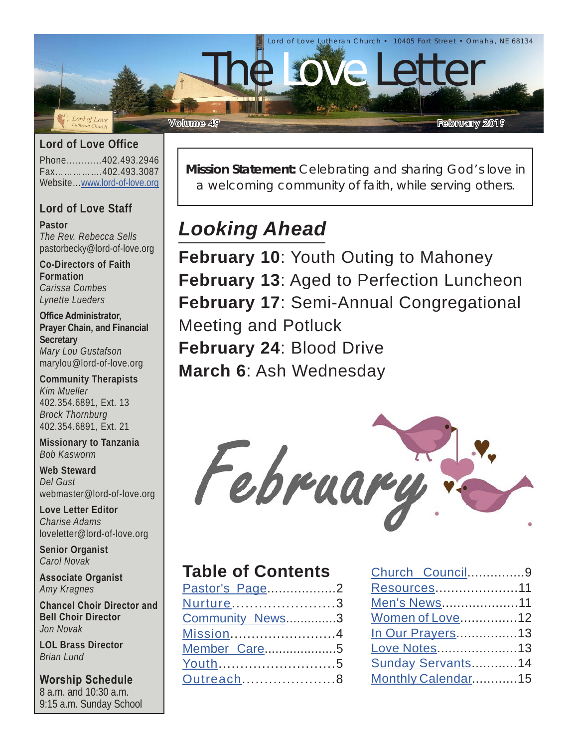Lord of Love Lutheran Church • 10405 Fort Street • Omaha, NE 68134

# The Love Letter

Volume 49 February 2019

## Lord of Love Office

Phone............402.493.2946
Fax................402.493.3087
Website...www.lord-of-love.org

## Lord of Love Staff

**Pastor**
*The Rev. Rebecca Sells*
pastorbecky@lord-of-love.org

**Co-Directors of Faith Formation**
*Carissa Combes*
*Lynette Lueders*

**Office Administrator, Prayer Chain, and Financial Secretary**
*Mary Lou Gustafson*
marylou@lord-of-love.org

**Community Therapists**
*Kim Mueller*
402.354.6891, Ext. 13
*Brock Thornburg*
402.354.6891, Ext. 21

**Missionary to Tanzania**
*Bob Kasworm*

**Web Steward**
*Del Gust*
webmaster@lord-of-love.org

**Love Letter Editor**
*Charise Adams*
loveletter@lord-of-love.org

**Senior Organist**
*Carol Novak*

**Associate Organist**
*Amy Kragnes*

**Chancel Choir Director and Bell Choir Director**
*Jon Novak*

**LOL Brass Director**
*Brian Lund*

**Worship Schedule**
8 a.m. and 10:30 a.m.
9:15 a.m. Sunday School

**Mission Statement:** Celebrating and sharing God's love in a welcoming community of faith, while serving others.

## *Looking Ahead*

**February 10**: Youth Outing to Mahoney
**February 13**: Aged to Perfection Luncheon
**February 17**: Semi-Annual Congregational Meeting and Potluck
**February 24**: Blood Drive
**March 6**: Ash Wednesday

February

## Table of Contents

Pastor's Page..................2
Nurture........................3
Community News..............3
Mission.........................4
Member Care....................5
Youth...........................5
Outreach.......................8
Church Council...............9
Resources.....................11
Men's News....................11
Women of Love...............12
In Our Prayers................13
Love Notes.....................13
Sunday Servants............14
Monthly Calendar............15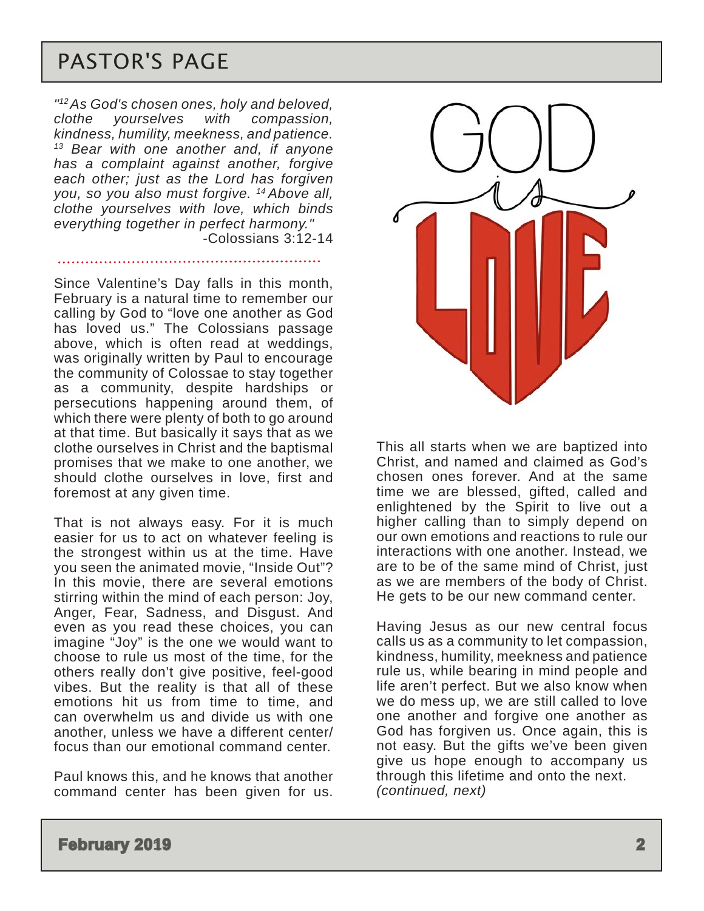# PASTOR'S PAGE

*"[12] As God's chosen ones, holy and beloved, clothe yourselves with compassion, kindness, humility, meekness, and patience. [13] Bear with one another and, if anyone has a complaint against another, forgive each other; just as the Lord has forgiven you, so you also must forgive. [14] Above all, clothe yourselves with love, which binds everything together in perfect harmony."*

-Colossians 3:12-14

Since Valentine's Day falls in this month, February is a natural time to remember our calling by God to "love one another as God has loved us." The Colossians passage above, which is often read at weddings, was originally written by Paul to encourage the community of Colossae to stay together as a community, despite hardships or persecutions happening around them, of which there were plenty of both to go around at that time. But basically it says that as we clothe ourselves in Christ and the baptismal promises that we make to one another, we should clothe ourselves in love, first and foremost at any given time.

That is not always easy. For it is much easier for us to act on whatever feeling is the strongest within us at the time. Have you seen the animated movie, "Inside Out"? In this movie, there are several emotions stirring within the mind of each person: Joy, Anger, Fear, Sadness, and Disgust. And even as you read these choices, you can imagine "Joy" is the one we would want to choose to rule us most of the time, for the others really don't give positive, feel-good vibes. But the reality is that all of these emotions hit us from time to time, and can overwhelm us and divide us with one another, unless we have a different center/focus than our emotional command center.

Paul knows this, and he knows that another command center has been given for us.

GOD is LOVE

This all starts when we are baptized into Christ, and named and claimed as God's chosen ones forever. And at the same time we are blessed, gifted, called and enlightened by the Spirit to live out a higher calling than to simply depend on our own emotions and reactions to rule our interactions with one another. Instead, we are to be of the same mind of Christ, just as we are members of the body of Christ. He gets to be our new command center.

Having Jesus as our new central focus calls us as a community to let compassion, kindness, humility, meekness and patience rule us, while bearing in mind people and life aren't perfect. But we also know when we do mess up, we are still called to love one another and forgive one another as God has forgiven us. Once again, this is not easy. But the gifts we've been given give us hope enough to accompany us through this lifetime and onto the next. *(continued, next)*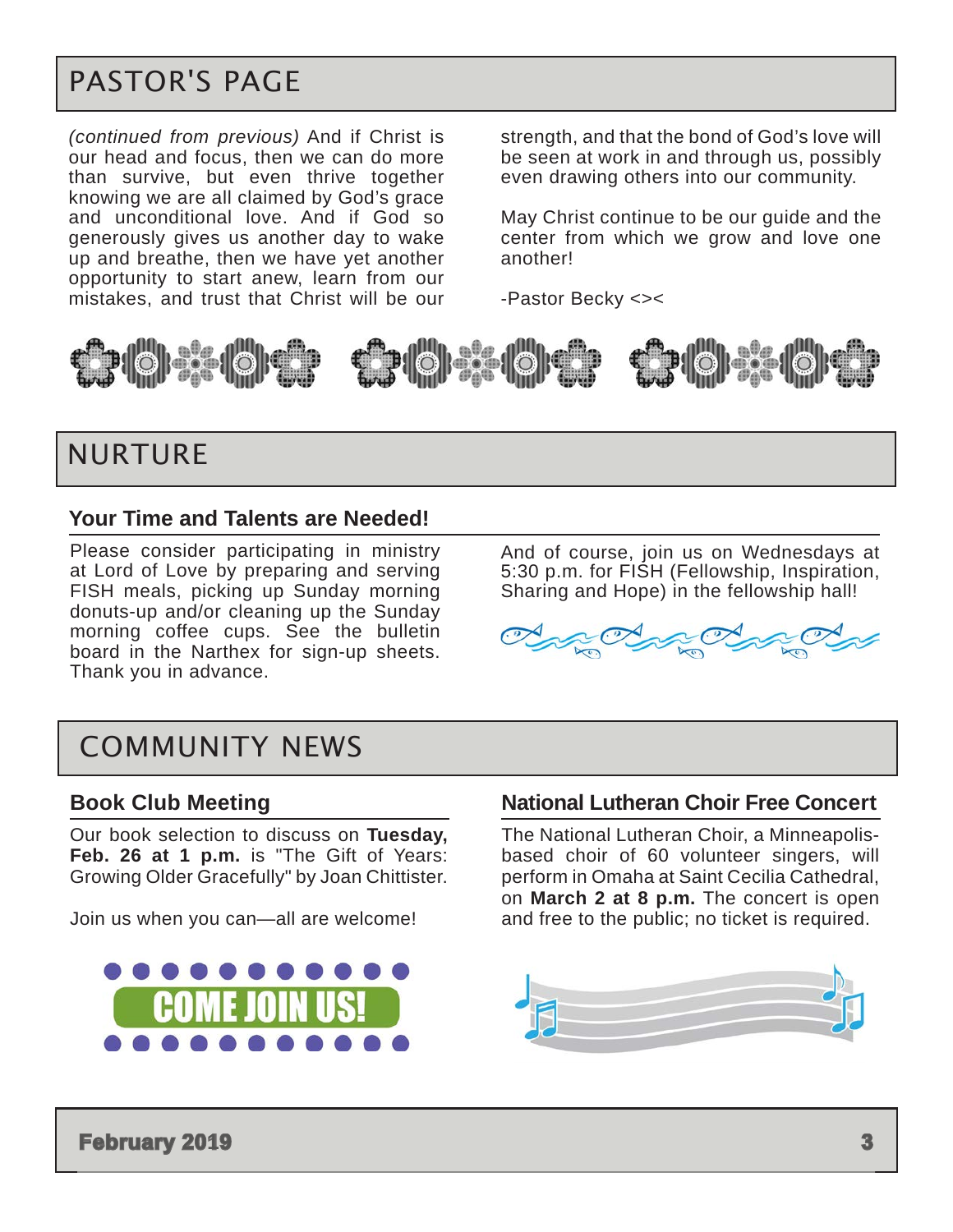# PASTOR'S PAGE

*(continued from previous)* And if Christ is our head and focus, then we can do more than survive, but even thrive together knowing we are all claimed by God's grace and unconditional love. And if God so generously gives us another day to wake up and breathe, then we have yet another opportunity to start anew, learn from our mistakes, and trust that Christ will be our strength, and that the bond of God's love will be seen at work in and through us, possibly even drawing others into our community.

May Christ continue to be our guide and the center from which we grow and love one another!

-Pastor Becky <><

# NURTURE

## Your Time and Talents are Needed!

Please consider participating in ministry at Lord of Love by preparing and serving FISH meals, picking up Sunday morning donuts-up and/or cleaning up the Sunday morning coffee cups. See the bulletin board in the Narthex for sign-up sheets. Thank you in advance.

And of course, join us on Wednesdays at 5:30 p.m. for FISH (Fellowship, Inspiration, Sharing and Hope) in the fellowship hall!

# COMMUNITY NEWS

## Book Club Meeting

Our book selection to discuss on **Tuesday, Feb. 26 at 1 p.m.** is "The Gift of Years: Growing Older Gracefully" by Joan Chittister.

Join us when you can—all are welcome!

COME JOIN US!

## National Lutheran Choir Free Concert

The National Lutheran Choir, a Minneapolis-based choir of 60 volunteer singers, will perform in Omaha at Saint Cecilia Cathedral, on **March 2 at 8 p.m.** The concert is open and free to the public; no ticket is required.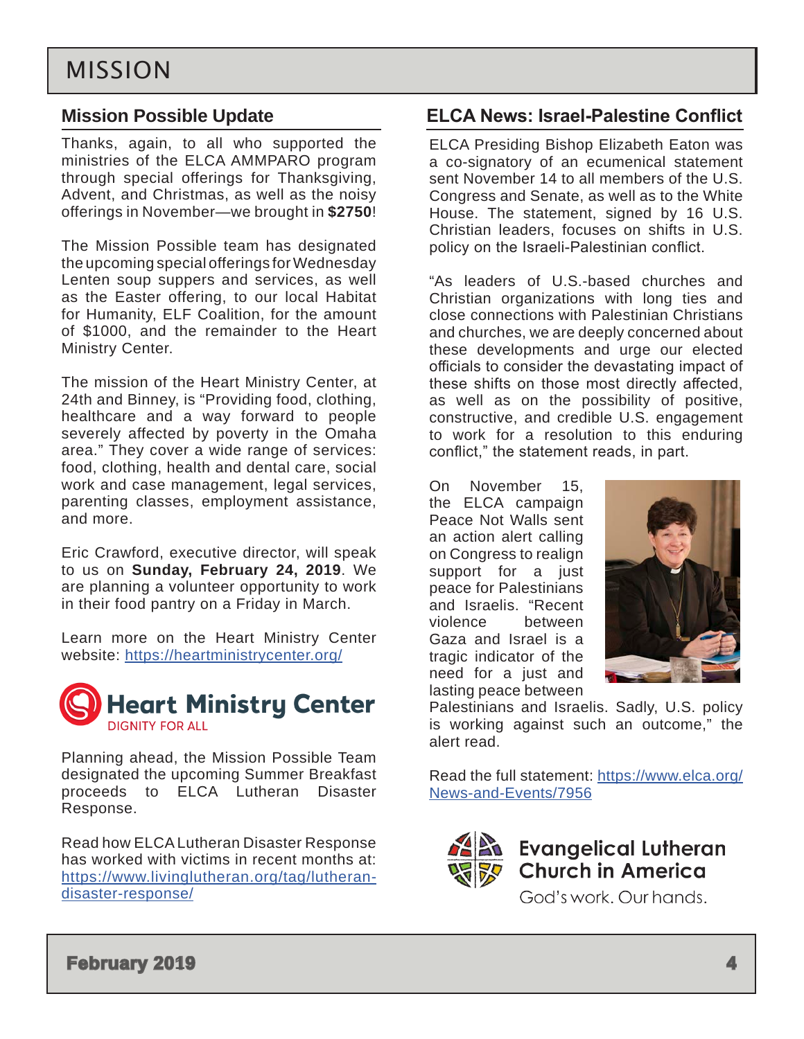# MISSION

## Mission Possible Update

Thanks, again, to all who supported the ministries of the ELCA AMMPARO program through special offerings for Thanksgiving, Advent, and Christmas, as well as the noisy offerings in November—we brought in **$2750**!

The Mission Possible team has designated the upcoming special offerings for Wednesday Lenten soup suppers and services, as well as the Easter offering, to our local Habitat for Humanity, ELF Coalition, for the amount of $1000, and the remainder to the Heart Ministry Center.

The mission of the Heart Ministry Center, at 24th and Binney, is "Providing food, clothing, healthcare and a way forward to people severely affected by poverty in the Omaha area." They cover a wide range of services: food, clothing, health and dental care, social work and case management, legal services, parenting classes, employment assistance, and more.

Eric Crawford, executive director, will speak to us on **Sunday, February 24, 2019**. We are planning a volunteer opportunity to work in their food pantry on a Friday in March.

Learn more on the Heart Ministry Center website: https://heartministrycenter.org/

**Heart Ministry Center**
DIGNITY FOR ALL

Planning ahead, the Mission Possible Team designated the upcoming Summer Breakfast proceeds to ELCA Lutheran Disaster Response.

Read how ELCA Lutheran Disaster Response has worked with victims in recent months at: https://www.livinglutheran.org/tag/lutheran-disaster-response/

## ELCA News: Israel-Palestine Conflict

ELCA Presiding Bishop Elizabeth Eaton was a co-signatory of an ecumenical statement sent November 14 to all members of the U.S. Congress and Senate, as well as to the White House. The statement, signed by 16 U.S. Christian leaders, focuses on shifts in U.S. policy on the Israeli-Palestinian conflict.

"As leaders of U.S.-based churches and Christian organizations with long ties and close connections with Palestinian Christians and churches, we are deeply concerned about these developments and urge our elected officials to consider the devastating impact of these shifts on those most directly affected, as well as on the possibility of positive, constructive, and credible U.S. engagement to work for a resolution to this enduring conflict," the statement reads, in part.

On November 15, the ELCA campaign Peace Not Walls sent an action alert calling on Congress to realign support for a just peace for Palestinians and Israelis. "Recent violence between Gaza and Israel is a tragic indicator of the need for a just and lasting peace between Palestinians and Israelis. Sadly, U.S. policy is working against such an outcome," the alert read.

Read the full statement: https://www.elca.org/News-and-Events/7956

**Evangelical Lutheran Church in America**
God's work. Our hands.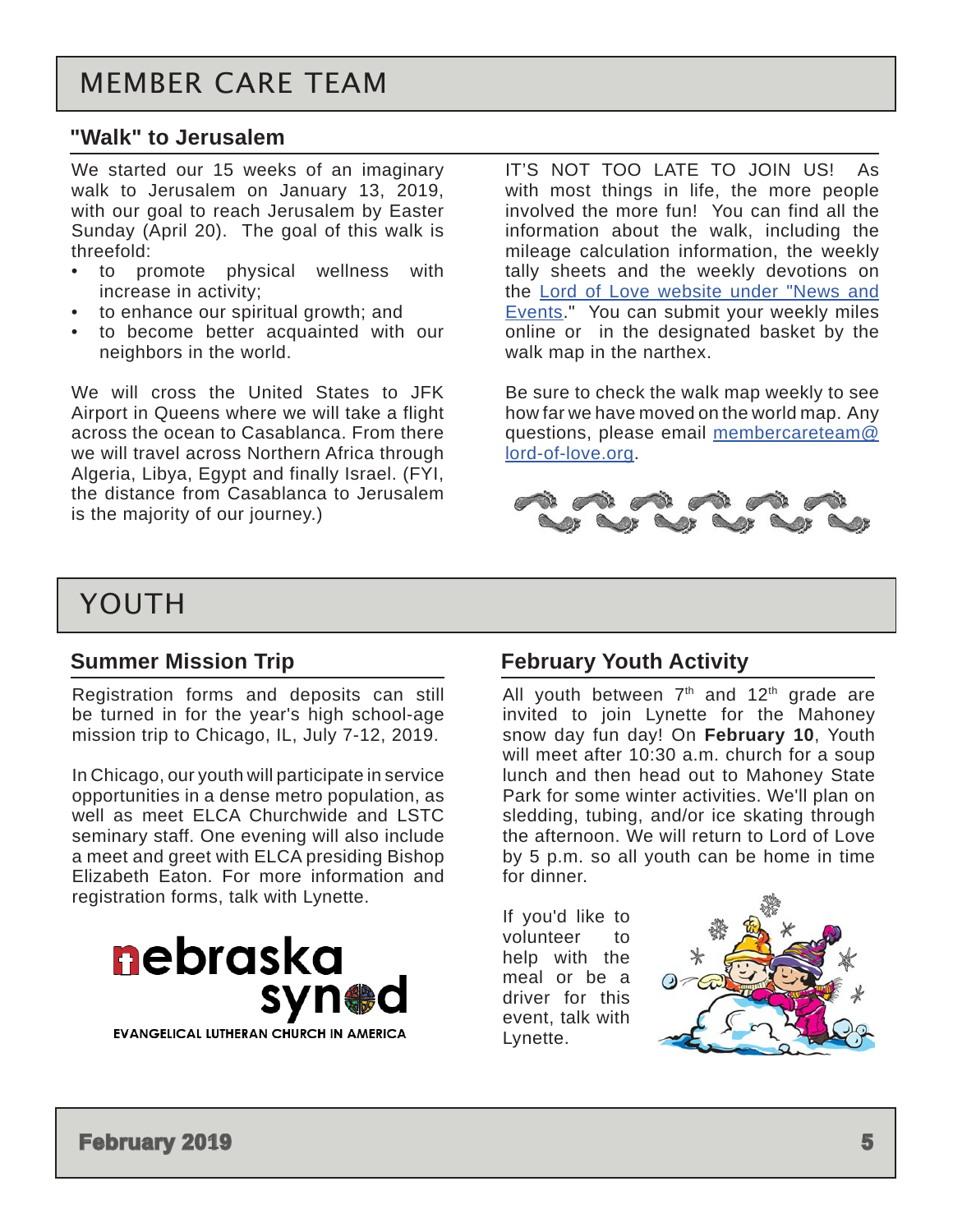# MEMBER CARE TEAM

## "Walk" to Jerusalem

We started our 15 weeks of an imaginary walk to Jerusalem on January 13, 2019, with our goal to reach Jerusalem by Easter Sunday (April 20). The goal of this walk is threefold:

- to promote physical wellness with increase in activity;
- to enhance our spiritual growth; and
- to become better acquainted with our neighbors in the world.

We will cross the United States to JFK Airport in Queens where we will take a flight across the ocean to Casablanca. From there we will travel across Northern Africa through Algeria, Libya, Egypt and finally Israel. (FYI, the distance from Casablanca to Jerusalem is the majority of our journey.)

IT'S NOT TOO LATE TO JOIN US! As with most things in life, the more people involved the more fun! You can find all the information about the walk, including the mileage calculation information, the weekly tally sheets and the weekly devotions on the Lord of Love website under "News and Events." You can submit your weekly miles online or in the designated basket by the walk map in the narthex.

Be sure to check the walk map weekly to see how far we have moved on the world map. Any questions, please email membercareteam@lord-of-love.org.

# YOUTH

## Summer Mission Trip

Registration forms and deposits can still be turned in for the year's high school-age mission trip to Chicago, IL, July 7-12, 2019.

In Chicago, our youth will participate in service opportunities in a dense metro population, as well as meet ELCA Churchwide and LSTC seminary staff. One evening will also include a meet and greet with ELCA presiding Bishop Elizabeth Eaton. For more information and registration forms, talk with Lynette.

nebraska synod
EVANGELICAL LUTHERAN CHURCH IN AMERICA

## February Youth Activity

All youth between 7th and 12th grade are invited to join Lynette for the Mahoney snow day fun day! On **February 10**, Youth will meet after 10:30 a.m. church for a soup lunch and then head out to Mahoney State Park for some winter activities. We'll plan on sledding, tubing, and/or ice skating through the afternoon. We will return to Lord of Love by 5 p.m. so all youth can be home in time for dinner.

If you'd like to volunteer to help with the meal or be a driver for this event, talk with Lynette.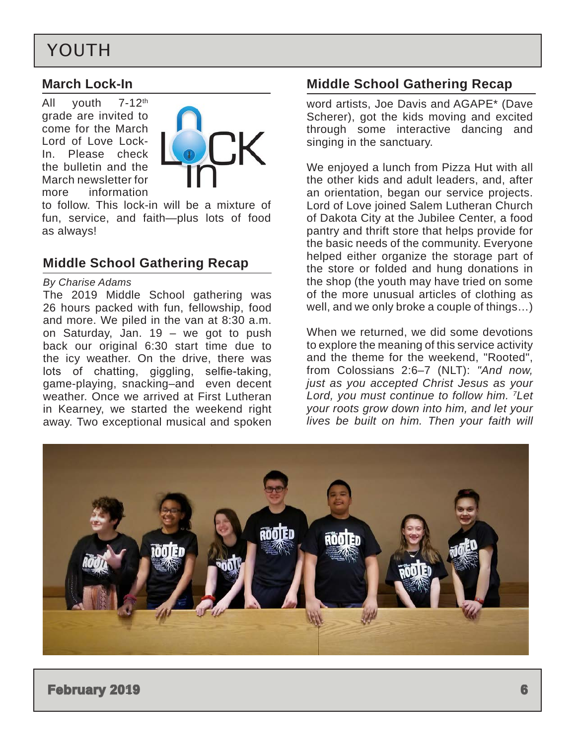# YOUTH

## March Lock-In

All youth 7-12th grade are invited to come for the March Lord of Love Lock-In. Please check the bulletin and the March newsletter for more information to follow. This lock-in will be a mixture of fun, service, and faith—plus lots of food as always!

## Middle School Gathering Recap

*By Charise Adams*

The 2019 Middle School gathering was 26 hours packed with fun, fellowship, food and more. We piled in the van at 8:30 a.m. on Saturday, Jan. 19 – we got to push back our original 6:30 start time due to the icy weather. On the drive, there was lots of chatting, giggling, selfie-taking, game-playing, snacking–and even decent weather. Once we arrived at First Lutheran in Kearney, we started the weekend right away. Two exceptional musical and spoken word artists, Joe Davis and AGAPE* (Dave Scherer), got the kids moving and excited through some interactive dancing and singing in the sanctuary.

We enjoyed a lunch from Pizza Hut with all the other kids and adult leaders, and, after an orientation, began our service projects. Lord of Love joined Salem Lutheran Church of Dakota City at the Jubilee Center, a food pantry and thrift store that helps provide for the basic needs of the community. Everyone helped either organize the storage part of the store or folded and hung donations in the shop (the youth may have tried on some of the more unusual articles of clothing as well, and we only broke a couple of things…)

When we returned, we did some devotions to explore the meaning of this service activity and the theme for the weekend, "Rooted", from Colossians 2:6–7 (NLT): *"And now, just as you accepted Christ Jesus as your Lord, you must continue to follow him. [7]Let your roots grow down into him, and let your lives be built on him. Then your faith will*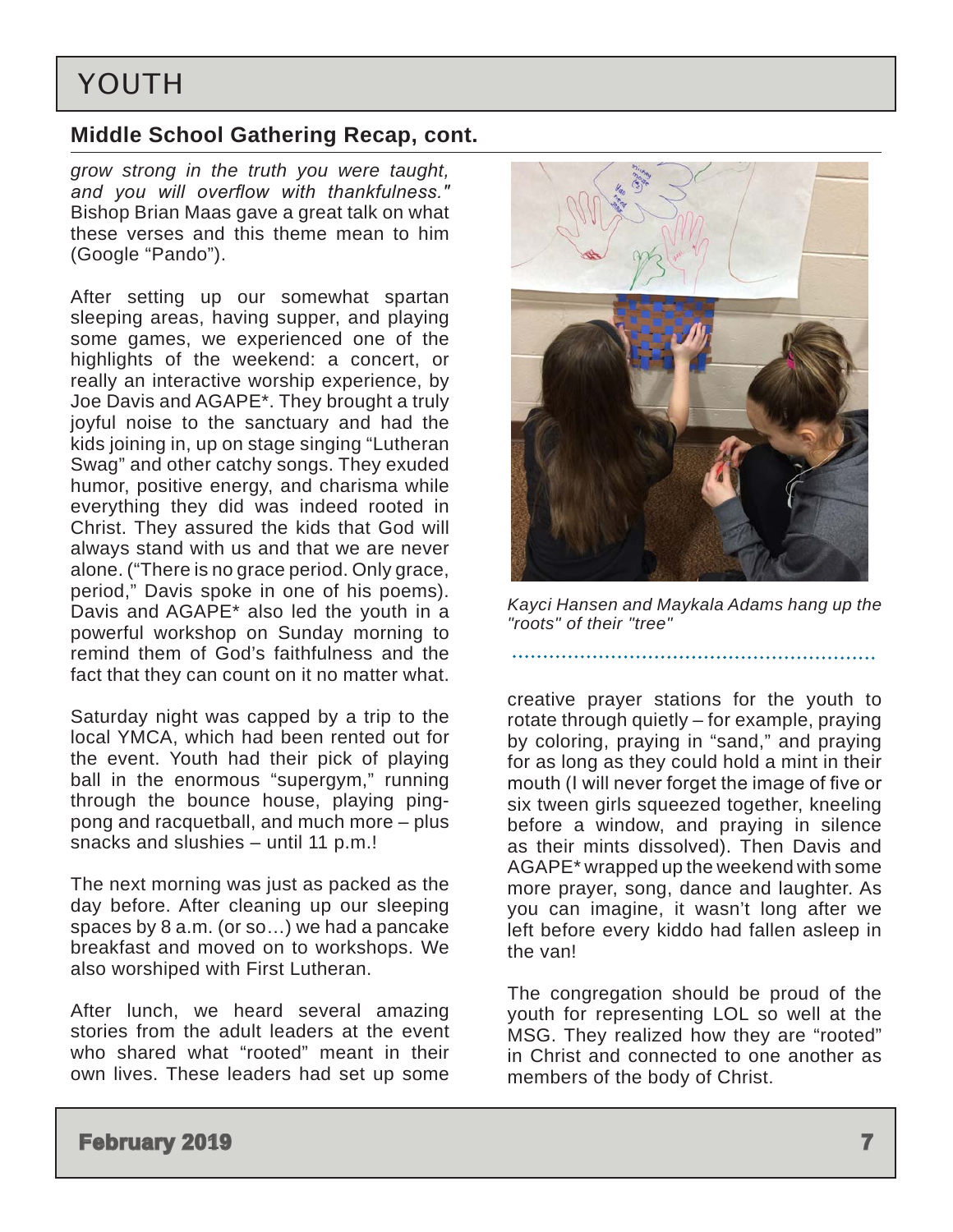# YOUTH

## Middle School Gathering Recap, cont.

*grow strong in the truth you were taught, and you will overflow with thankfulness."* Bishop Brian Maas gave a great talk on what these verses and this theme mean to him (Google "Pando").

After setting up our somewhat spartan sleeping areas, having supper, and playing some games, we experienced one of the highlights of the weekend: a concert, or really an interactive worship experience, by Joe Davis and AGAPE*. They brought a truly joyful noise to the sanctuary and had the kids joining in, up on stage singing "Lutheran Swag" and other catchy songs. They exuded humor, positive energy, and charisma while everything they did was indeed rooted in Christ. They assured the kids that God will always stand with us and that we are never alone. ("There is no grace period. Only grace, period," Davis spoke in one of his poems). Davis and AGAPE* also led the youth in a powerful workshop on Sunday morning to remind them of God's faithfulness and the fact that they can count on it no matter what.

Saturday night was capped by a trip to the local YMCA, which had been rented out for the event. Youth had their pick of playing ball in the enormous "supergym," running through the bounce house, playing ping-pong and racquetball, and much more – plus snacks and slushies – until 11 p.m.!

The next morning was just as packed as the day before. After cleaning up our sleeping spaces by 8 a.m. (or so…) we had a pancake breakfast and moved on to workshops. We also worshiped with First Lutheran.

After lunch, we heard several amazing stories from the adult leaders at the event who shared what "rooted" meant in their own lives. These leaders had set up some creative prayer stations for the youth to rotate through quietly – for example, praying by coloring, praying in "sand," and praying for as long as they could hold a mint in their mouth (I will never forget the image of five or six tween girls squeezed together, kneeling before a window, and praying in silence as their mints dissolved). Then Davis and AGAPE* wrapped up the weekend with some more prayer, song, dance and laughter. As you can imagine, it wasn't long after we left before every kiddo had fallen asleep in the van!

*Kayci Hansen and Maykala Adams hang up the "roots" of their "tree"*

The congregation should be proud of the youth for representing LOL so well at the MSG. They realized how they are "rooted" in Christ and connected to one another as members of the body of Christ.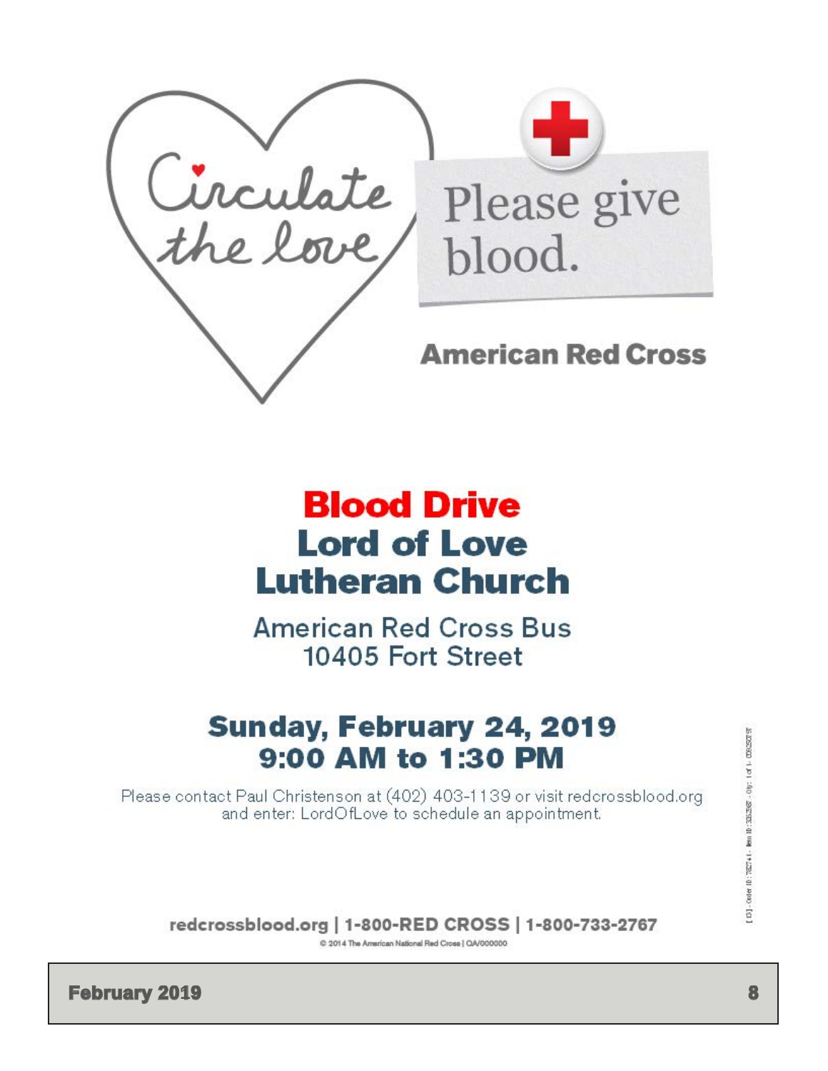Circulate the love

Please give blood.

American Red Cross

# Blood Drive
# Lord of Love Lutheran Church

American Red Cross Bus
10405 Fort Street

## Sunday, February 24, 2019
## 9:00 AM to 1:30 PM

Please contact Paul Christenson at (402) 403-1139 or visit redcrossblood.org and enter: LordOfLove to schedule an appointment.

redcrossblood.org | 1-800-RED CROSS | 1-800-733-2767

© 2014 The American National Red Cross | QA/000000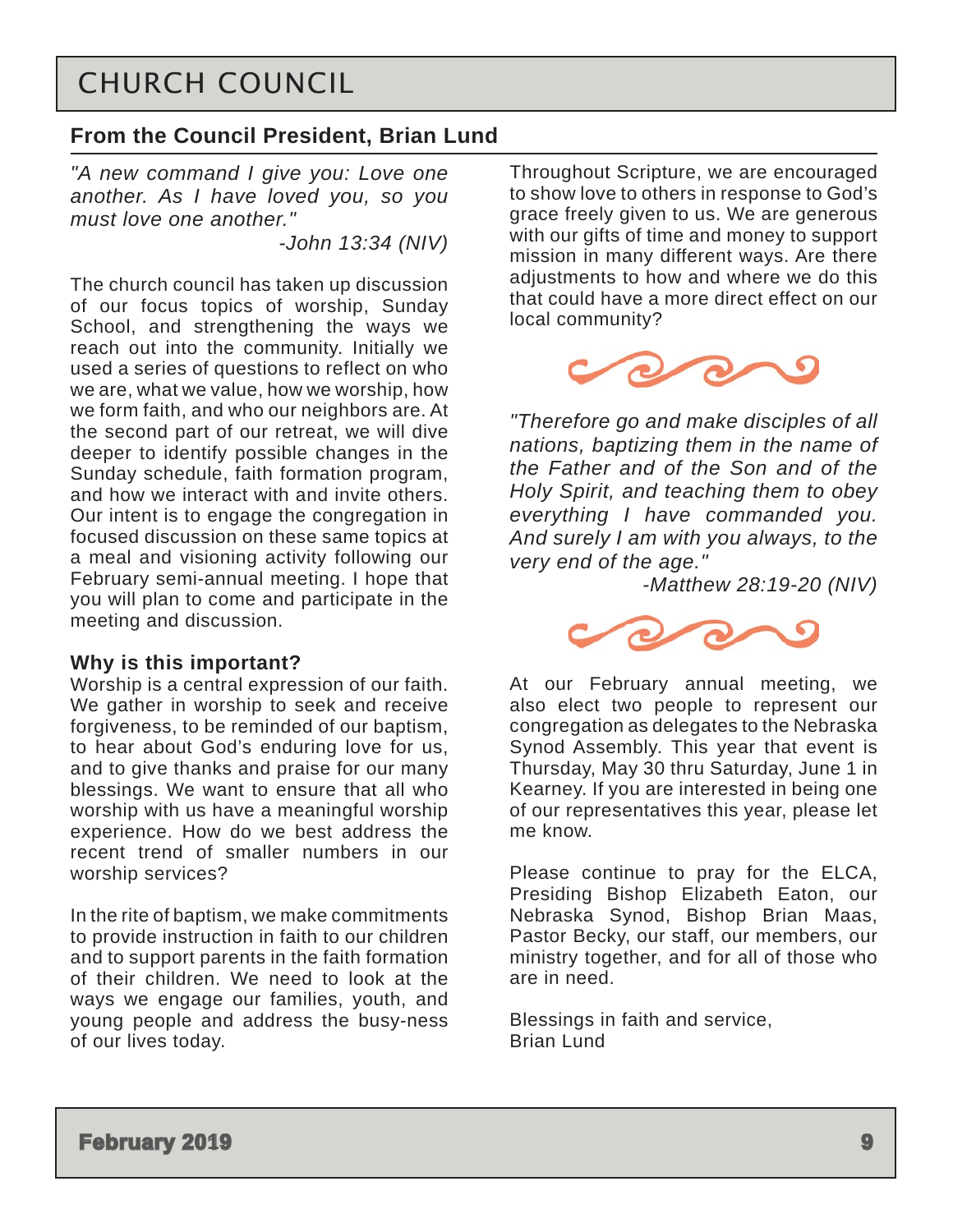# CHURCH COUNCIL

## From the Council President, Brian Lund

*"A new command I give you: Love one another. As I have loved you, so you must love one another."*

*-John 13:34 (NIV)*

The church council has taken up discussion of our focus topics of worship, Sunday School, and strengthening the ways we reach out into the community. Initially we used a series of questions to reflect on who we are, what we value, how we worship, how we form faith, and who our neighbors are. At the second part of our retreat, we will dive deeper to identify possible changes in the Sunday schedule, faith formation program, and how we interact with and invite others. Our intent is to engage the congregation in focused discussion on these same topics at a meal and visioning activity following our February semi-annual meeting. I hope that you will plan to come and participate in the meeting and discussion.

**Why is this important?**

Worship is a central expression of our faith. We gather in worship to seek and receive forgiveness, to be reminded of our baptism, to hear about God's enduring love for us, and to give thanks and praise for our many blessings. We want to ensure that all who worship with us have a meaningful worship experience. How do we best address the recent trend of smaller numbers in our worship services?

In the rite of baptism, we make commitments to provide instruction in faith to our children and to support parents in the faith formation of their children. We need to look at the ways we engage our families, youth, and young people and address the busy-ness of our lives today.

Throughout Scripture, we are encouraged to show love to others in response to God's grace freely given to us. We are generous with our gifts of time and money to support mission in many different ways. Are there adjustments to how and where we do this that could have a more direct effect on our local community?

*"Therefore go and make disciples of all nations, baptizing them in the name of the Father and of the Son and of the Holy Spirit, and teaching them to obey everything I have commanded you. And surely I am with you always, to the very end of the age."*

*-Matthew 28:19-20 (NIV)*

At our February annual meeting, we also elect two people to represent our congregation as delegates to the Nebraska Synod Assembly. This year that event is Thursday, May 30 thru Saturday, June 1 in Kearney. If you are interested in being one of our representatives this year, please let me know.

Please continue to pray for the ELCA, Presiding Bishop Elizabeth Eaton, our Nebraska Synod, Bishop Brian Maas, Pastor Becky, our staff, our members, our ministry together, and for all of those who are in need.

Blessings in faith and service,
Brian Lund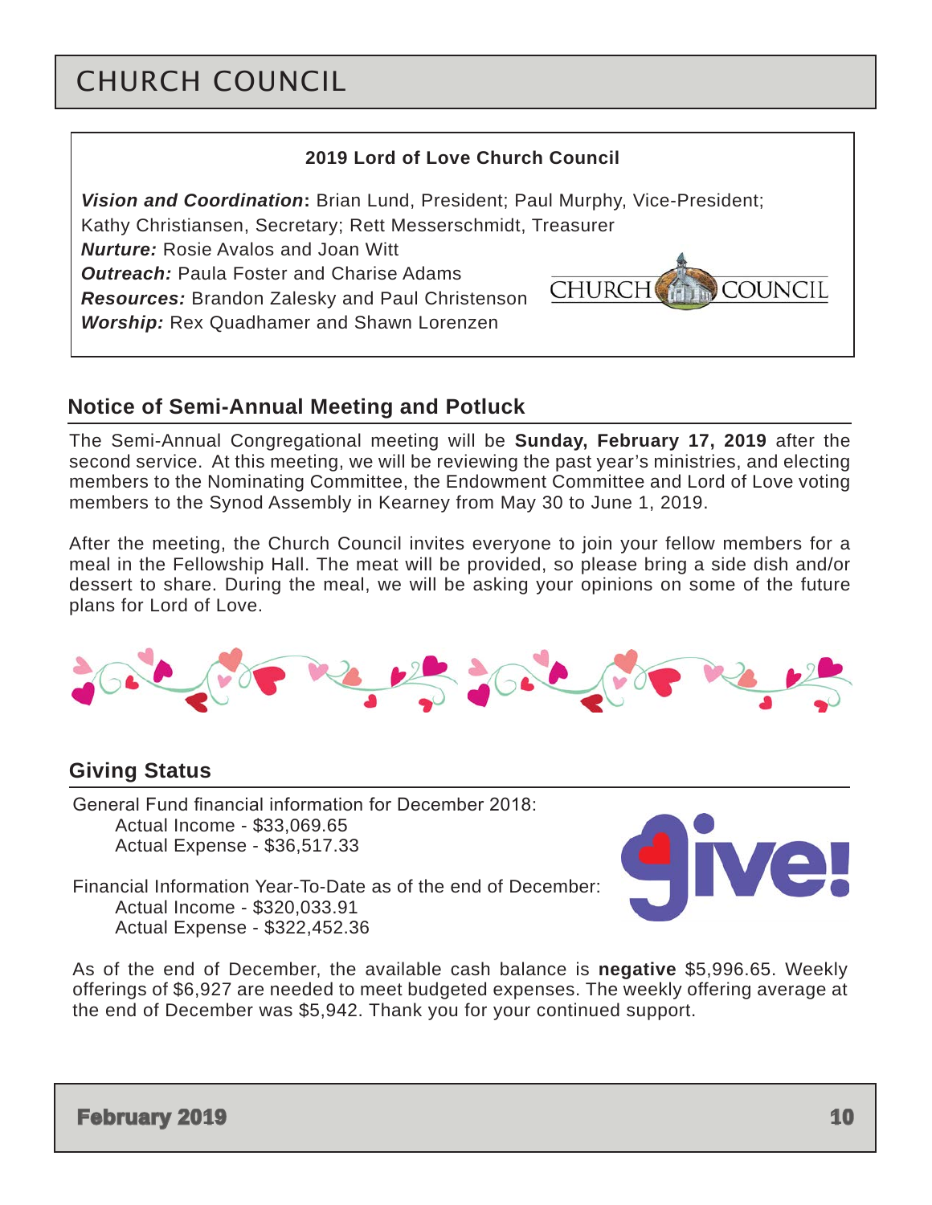# CHURCH COUNCIL

**2019 Lord of Love Church Council**

***Vision and Coordination*:** Brian Lund, President; Paul Murphy, Vice-President; Kathy Christiansen, Secretary; Rett Messerschmidt, Treasurer

***Nurture:*** Rosie Avalos and Joan Witt

***Outreach:*** Paula Foster and Charise Adams

***Resources:*** Brandon Zalesky and Paul Christenson

***Worship:*** Rex Quadhamer and Shawn Lorenzen

## Notice of Semi-Annual Meeting and Potluck

The Semi-Annual Congregational meeting will be **Sunday, February 17, 2019** after the second service. At this meeting, we will be reviewing the past year's ministries, and electing members to the Nominating Committee, the Endowment Committee and Lord of Love voting members to the Synod Assembly in Kearney from May 30 to June 1, 2019.

After the meeting, the Church Council invites everyone to join your fellow members for a meal in the Fellowship Hall. The meat will be provided, so please bring a side dish and/or dessert to share. During the meal, we will be asking your opinions on some of the future plans for Lord of Love.

## Giving Status

General Fund financial information for December 2018:

- Actual Income - $33,069.65
- Actual Expense - $36,517.33

Financial Information Year-To-Date as of the end of December:

- Actual Income - $320,033.91
- Actual Expense - $322,452.36

As of the end of December, the available cash balance is **negative** $5,996.65. Weekly offerings of $6,927 are needed to meet budgeted expenses. The weekly offering average at the end of December was $5,942. Thank you for your continued support.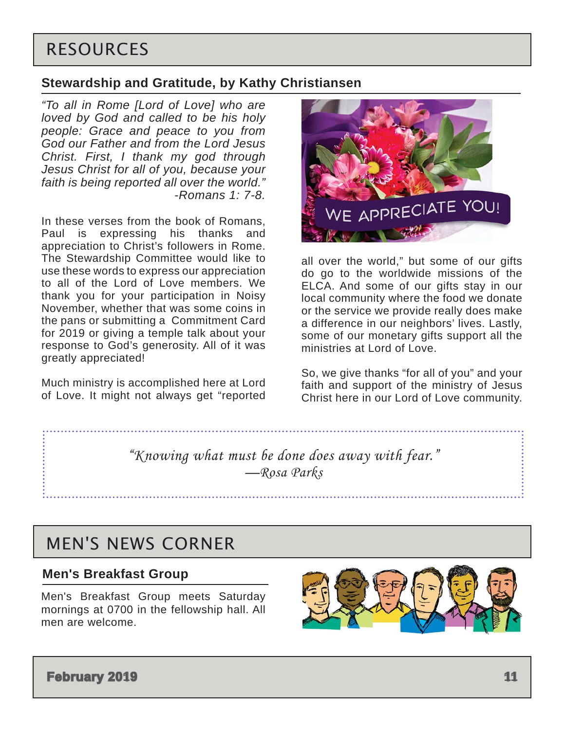# RESOURCES

## Stewardship and Gratitude, by Kathy Christiansen

*"To all in Rome [Lord of Love] who are loved by God and called to be his holy people: Grace and peace to you from God our Father and from the Lord Jesus Christ. First, I thank my god through Jesus Christ for all of you, because your faith is being reported all over the world."*
*-Romans 1: 7-8.*

In these verses from the book of Romans, Paul is expressing his thanks and appreciation to Christ's followers in Rome. The Stewardship Committee would like to use these words to express our appreciation to all of the Lord of Love members. We thank you for your participation in Noisy November, whether that was some coins in the pans or submitting a Commitment Card for 2019 or giving a temple talk about your response to God's generosity. All of it was greatly appreciated!

Much ministry is accomplished here at Lord of Love. It might not always get "reported all over the world," but some of our gifts do go to the worldwide missions of the ELCA. And some of our gifts stay in our local community where the food we donate or the service we provide really does make a difference in our neighbors' lives. Lastly, some of our monetary gifts support all the ministries at Lord of Love.

So, we give thanks "for all of you" and your faith and support of the ministry of Jesus Christ here in our Lord of Love community.

*"Knowing what must be done does away with fear."*
*—Rosa Parks*

# MEN'S NEWS CORNER

## Men's Breakfast Group

Men's Breakfast Group meets Saturday mornings at 0700 in the fellowship hall. All men are welcome.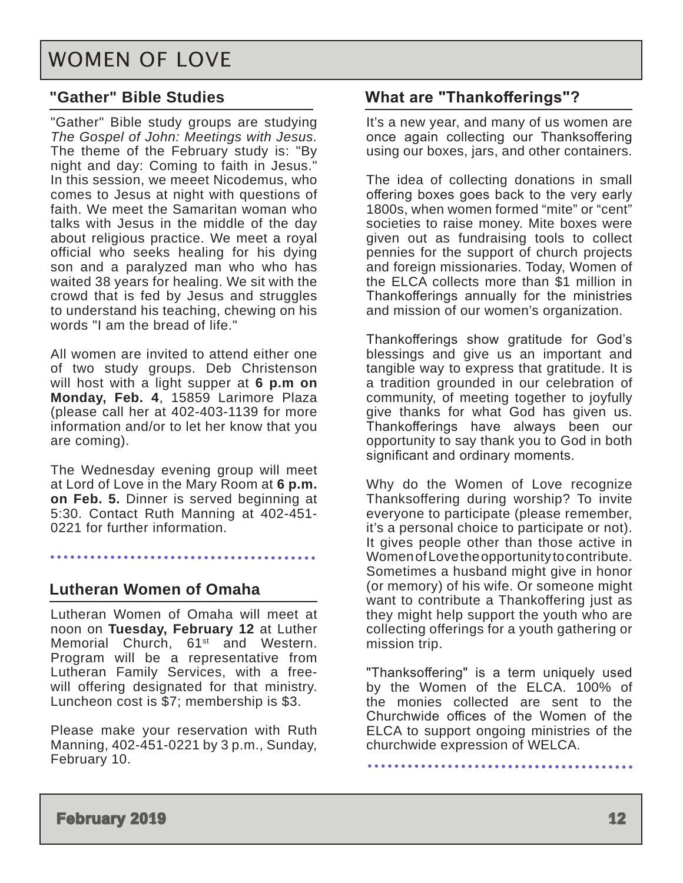# WOMEN OF LOVE

## "Gather" Bible Studies

"Gather" Bible study groups are studying *The Gospel of John: Meetings with Jesus.* The theme of the February study is: "By night and day: Coming to faith in Jesus." In this session, we meeet Nicodemus, who comes to Jesus at night with questions of faith. We meet the Samaritan woman who talks with Jesus in the middle of the day about religious practice. We meet a royal official who seeks healing for his dying son and a paralyzed man who who has waited 38 years for healing. We sit with the crowd that is fed by Jesus and struggles to understand his teaching, chewing on his words "I am the bread of life."

All women are invited to attend either one of two study groups. Deb Christenson will host with a light supper at **6 p.m on Monday, Feb. 4**, 15859 Larimore Plaza (please call her at 402-403-1139 for more information and/or to let her know that you are coming).

The Wednesday evening group will meet at Lord of Love in the Mary Room at **6 p.m. on Feb. 5.** Dinner is served beginning at 5:30. Contact Ruth Manning at 402-451-0221 for further information.

## Lutheran Women of Omaha

Lutheran Women of Omaha will meet at noon on **Tuesday, February 12** at Luther Memorial Church, 61st and Western. Program will be a representative from Lutheran Family Services, with a free-will offering designated for that ministry. Luncheon cost is $7; membership is $3.

Please make your reservation with Ruth Manning, 402-451-0221 by 3 p.m., Sunday, February 10.

## What are "Thankofferings"?

It's a new year, and many of us women are once again collecting our Thanksoffering using our boxes, jars, and other containers.

The idea of collecting donations in small offering boxes goes back to the very early 1800s, when women formed "mite" or "cent" societies to raise money. Mite boxes were given out as fundraising tools to collect pennies for the support of church projects and foreign missionaries. Today, Women of the ELCA collects more than $1 million in Thankofferings annually for the ministries and mission of our women's organization.

Thankofferings show gratitude for God's blessings and give us an important and tangible way to express that gratitude. It is a tradition grounded in our celebration of community, of meeting together to joyfully give thanks for what God has given us. Thankofferings have always been our opportunity to say thank you to God in both significant and ordinary moments.

Why do the Women of Love recognize Thanksoffering during worship? To invite everyone to participate (please remember, it's a personal choice to participate or not). It gives people other than those active in Women of Love the opportunity to contribute. Sometimes a husband might give in honor (or memory) of his wife. Or someone might want to contribute a Thankoffering just as they might help support the youth who are collecting offerings for a youth gathering or mission trip.

"Thanksoffering" is a term uniquely used by the Women of the ELCA. 100% of the monies collected are sent to the Churchwide offices of the Women of the ELCA to support ongoing ministries of the churchwide expression of WELCA.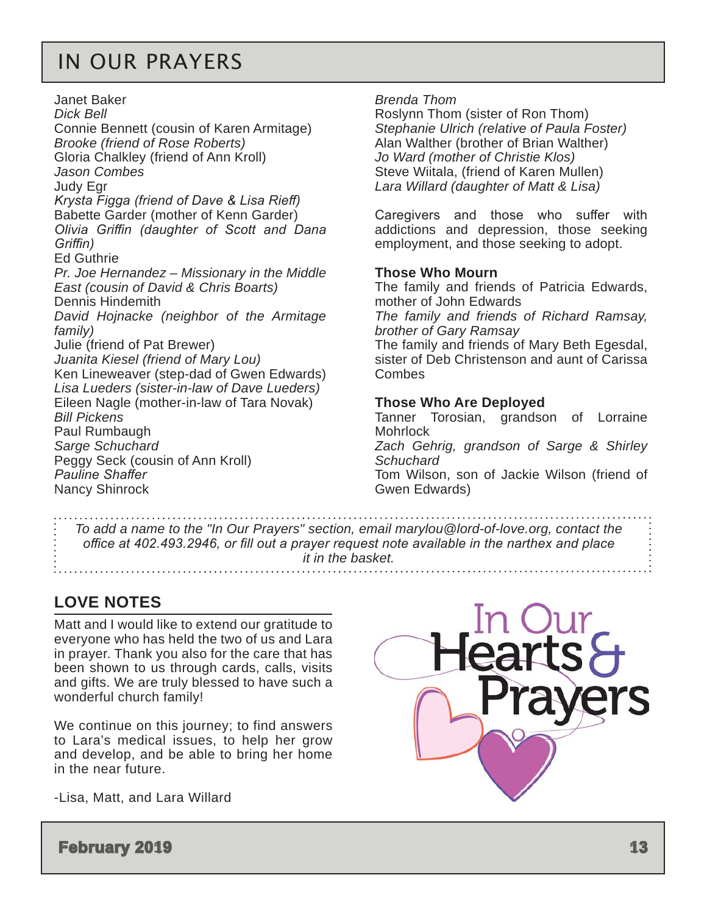# IN OUR PRAYERS

Janet Baker
*Dick Bell*
Connie Bennett (cousin of Karen Armitage)
*Brooke (friend of Rose Roberts)*
Gloria Chalkley (friend of Ann Kroll)
*Jason Combes*
Judy Egr
*Krysta Figga (friend of Dave & Lisa Rieff)*
Babette Garder (mother of Kenn Garder)
*Olivia Griffin (daughter of Scott and Dana Griffin)*
Ed Guthrie
*Pr. Joe Hernandez – Missionary in the Middle East (cousin of David & Chris Boarts)*
Dennis Hindemith
*David Hojnacke (neighbor of the Armitage family)*
Julie (friend of Pat Brewer)
*Juanita Kiesel (friend of Mary Lou)*
Ken Lineweaver (step-dad of Gwen Edwards)
*Lisa Lueders (sister-in-law of Dave Lueders)*
Eileen Nagle (mother-in-law of Tara Novak)
*Bill Pickens*
Paul Rumbaugh
*Sarge Schuchard*
Peggy Seck (cousin of Ann Kroll)
*Pauline Shaffer*
Nancy Shinrock
*Brenda Thom*
Roslynn Thom (sister of Ron Thom)
*Stephanie Ulrich (relative of Paula Foster)*
Alan Walther (brother of Brian Walther)
*Jo Ward (mother of Christie Klos)*
Steve Wiitala, (friend of Karen Mullen)
*Lara Willard (daughter of Matt & Lisa)*

Caregivers and those who suffer with addictions and depression, those seeking employment, and those seeking to adopt.

**Those Who Mourn**

The family and friends of Patricia Edwards, mother of John Edwards
*The family and friends of Richard Ramsay, brother of Gary Ramsay*
The family and friends of Mary Beth Egesdal, sister of Deb Christenson and aunt of Carissa Combes

**Those Who Are Deployed**

Tanner Torosian, grandson of Lorraine Mohrlock
*Zach Gehrig, grandson of Sarge & Shirley Schuchard*
Tom Wilson, son of Jackie Wilson (friend of Gwen Edwards)

*To add a name to the "In Our Prayers" section, email marylou@lord-of-love.org, contact the office at 402.493.2946, or fill out a prayer request note available in the narthex and place it in the basket.*

## LOVE NOTES

Matt and I would like to extend our gratitude to everyone who has held the two of us and Lara in prayer. Thank you also for the care that has been shown to us through cards, calls, visits and gifts. We are truly blessed to have such a wonderful church family!

We continue on this journey; to find answers to Lara's medical issues, to help her grow and develop, and be able to bring her home in the near future.

-Lisa, Matt, and Lara Willard

In Our Hearts & Prayers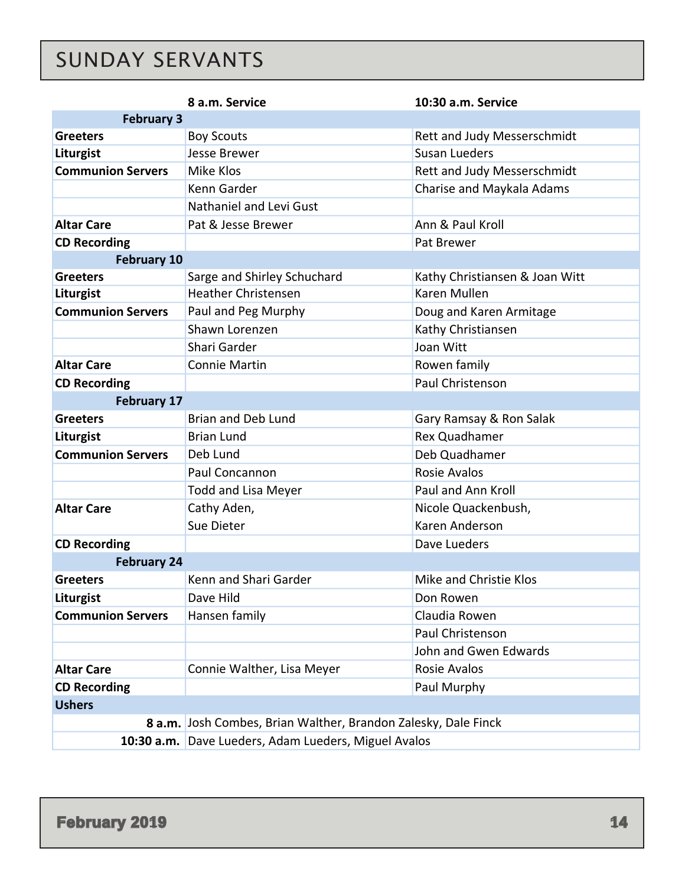# SUNDAY SERVANTS

| | 8 a.m. Service | 10:30 a.m. Service |
|---|---|---|
| **February 3** | | |
| **Greeters** | Boy Scouts | Rett and Judy Messerschmidt |
| **Liturgist** | Jesse Brewer | Susan Lueders |
| **Communion Servers** | Mike Klos | Rett and Judy Messerschmidt |
| | Kenn Garder | Charise and Maykala Adams |
| | Nathaniel and Levi Gust | |
| **Altar Care** | Pat & Jesse Brewer | Ann & Paul Kroll |
| **CD Recording** | | Pat Brewer |
| **February 10** | | |
| **Greeters** | Sarge and Shirley Schuchard | Kathy Christiansen & Joan Witt |
| **Liturgist** | Heather Christensen | Karen Mullen |
| **Communion Servers** | Paul and Peg Murphy | Doug and Karen Armitage |
| | Shawn Lorenzen | Kathy Christiansen |
| | Shari Garder | Joan Witt |
| **Altar Care** | Connie Martin | Rowen family |
| **CD Recording** | | Paul Christenson |
| **February 17** | | |
| **Greeters** | Brian and Deb Lund | Gary Ramsay & Ron Salak |
| **Liturgist** | Brian Lund | Rex Quadhamer |
| **Communion Servers** | Deb Lund | Deb Quadhamer |
| | Paul Concannon | Rosie Avalos |
| | Todd and Lisa Meyer | Paul and Ann Kroll |
| **Altar Care** | Cathy Aden, Sue Dieter | Nicole Quackenbush, Karen Anderson |
| **CD Recording** | | Dave Lueders |
| **February 24** | | |
| **Greeters** | Kenn and Shari Garder | Mike and Christie Klos |
| **Liturgist** | Dave Hild | Don Rowen |
| **Communion Servers** | Hansen family | Claudia Rowen |
| | | Paul Christenson |
| | | John and Gwen Edwards |
| **Altar Care** | Connie Walther, Lisa Meyer | Rosie Avalos |
| **CD Recording** | | Paul Murphy |
| **Ushers** | | |
| **8 a.m.** | Josh Combes, Brian Walther, Brandon Zalesky, Dale Finck | |
| **10:30 a.m.** | Dave Lueders, Adam Lueders, Miguel Avalos | |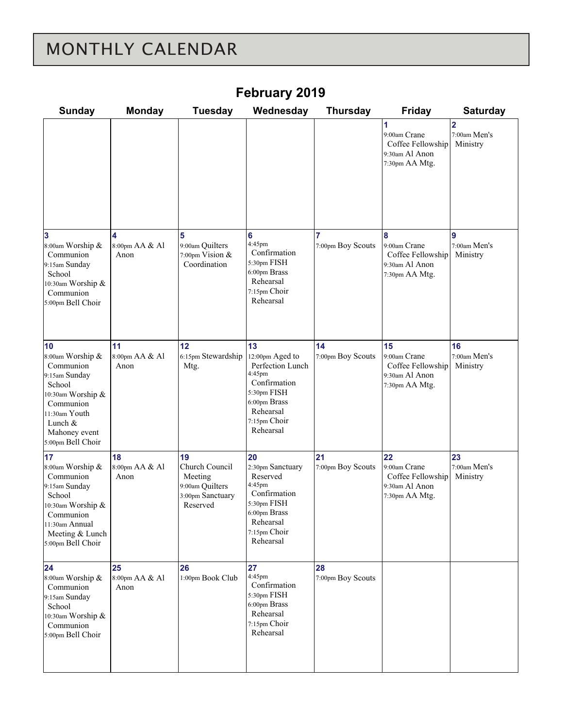# MONTHLY CALENDAR

## February 2019

| Sunday | Monday | Tuesday | Wednesday | Thursday | Friday | Saturday |
|---|---|---|---|---|---|---|
| | | | | | **1**<br>9:00am Crane Coffee Fellowship<br>9:30am Al Anon<br>7:30pm AA Mtg. | **2**<br>7:00am Men's Ministry |
| **3**<br>8:00am Worship & Communion<br>9:15am Sunday School<br>10:30am Worship & Communion<br>5:00pm Bell Choir | **4**<br>8:00pm AA & Al Anon | **5**<br>9:00am Quilters<br>7:00pm Vision & Coordination | **6**<br>4:45pm Confirmation<br>5:30pm FISH<br>6:00pm Brass Rehearsal<br>7:15pm Choir Rehearsal | **7**<br>7:00pm Boy Scouts | **8**<br>9:00am Crane Coffee Fellowship<br>9:30am Al Anon<br>7:30pm AA Mtg. | **9**<br>7:00am Men's Ministry |
| **10**<br>8:00am Worship & Communion<br>9:15am Sunday School<br>10:30am Worship & Communion<br>11:30am Youth Lunch & Mahoney event<br>5:00pm Bell Choir | **11**<br>8:00pm AA & Al Anon | **12**<br>6:15pm Stewardship Mtg. | **13**<br>12:00pm Aged to Perfection Lunch<br>4:45pm Confirmation<br>5:30pm FISH<br>6:00pm Brass Rehearsal<br>7:15pm Choir Rehearsal | **14**<br>7:00pm Boy Scouts | **15**<br>9:00am Crane Coffee Fellowship<br>9:30am Al Anon<br>7:30pm AA Mtg. | **16**<br>7:00am Men's Ministry |
| **17**<br>8:00am Worship & Communion<br>9:15am Sunday School<br>10:30am Worship & Communion<br>11:30am Annual Meeting & Lunch<br>5:00pm Bell Choir | **18**<br>8:00pm AA & Al Anon | **19**<br>Church Council Meeting<br>9:00am Quilters<br>3:00pm Sanctuary Reserved | **20**<br>2:30pm Sanctuary Reserved<br>4:45pm Confirmation<br>5:30pm FISH<br>6:00pm Brass Rehearsal<br>7:15pm Choir Rehearsal | **21**<br>7:00pm Boy Scouts | **22**<br>9:00am Crane Coffee Fellowship<br>9:30am Al Anon<br>7:30pm AA Mtg. | **23**<br>7:00am Men's Ministry |
| **24**<br>8:00am Worship & Communion<br>9:15am Sunday School<br>10:30am Worship & Communion<br>5:00pm Bell Choir | **25**<br>8:00pm AA & Al Anon | **26**<br>1:00pm Book Club | **27**<br>4:45pm Confirmation<br>5:30pm FISH<br>6:00pm Brass Rehearsal<br>7:15pm Choir Rehearsal | **28**<br>7:00pm Boy Scouts | | |